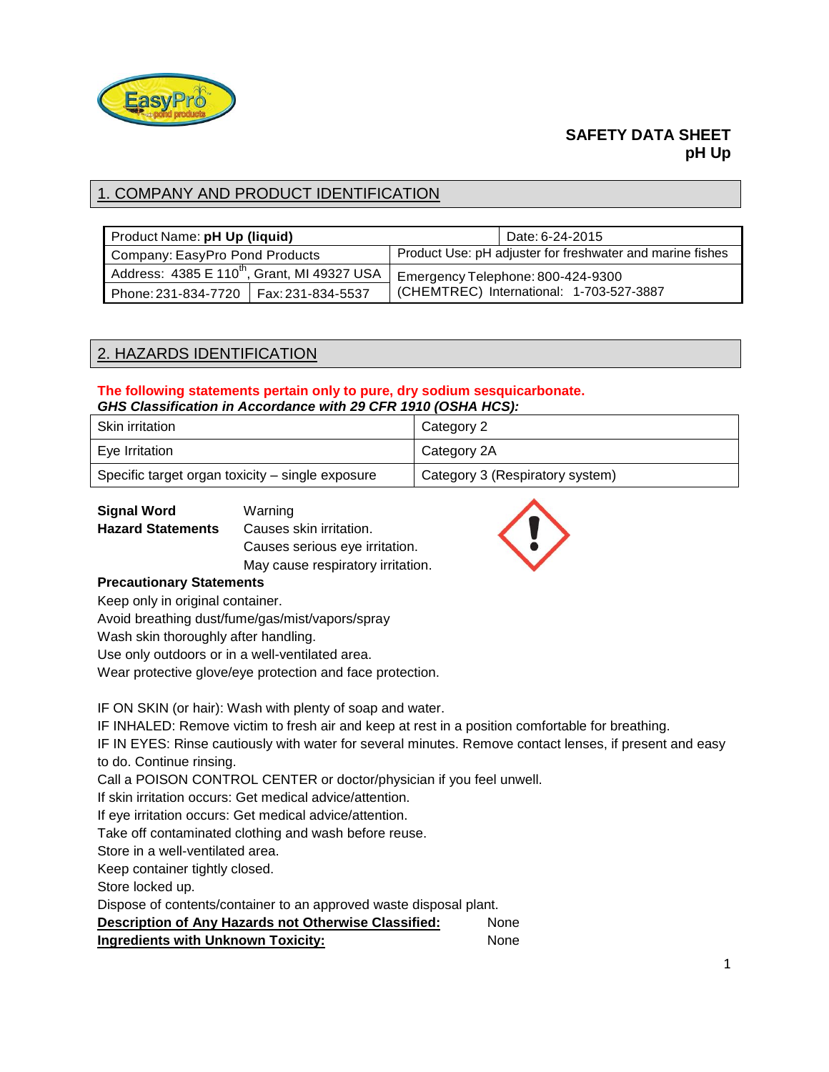# SAFETY DATA SHEET
# pH Up

## 1. COMPANY AND PRODUCT IDENTIFICATION

| | |
|---|---|
| Product Name: **pH Up (liquid)** | Date: 6-24-2015 |
| Company: EasyPro Pond Products | Product Use: pH adjuster for freshwater and marine fishes |
| Address: 4385 E 110th, Grant, MI 49327 USA | Emergency Telephone: 800-424-9300 (CHEMTREC) International: 1-703-527-3887 |
| Phone: 231-834-7720 Fax: 231-834-5537 | |

## 2. HAZARDS IDENTIFICATION

**The following statements pertain only to pure, dry sodium sesquicarbonate.**

***GHS Classification in Accordance with 29 CFR 1910 (OSHA HCS):***

| | |
|---|---|
| Skin irritation | Category 2 |
| Eye Irritation | Category 2A |
| Specific target organ toxicity – single exposure | Category 3 (Respiratory system) |

**Signal Word** Warning

**Hazard Statements** Causes skin irritation.
Causes serious eye irritation.
May cause respiratory irritation.

**Precautionary Statements**

Keep only in original container.
Avoid breathing dust/fume/gas/mist/vapors/spray
Wash skin thoroughly after handling.
Use only outdoors or in a well-ventilated area.
Wear protective glove/eye protection and face protection.

IF ON SKIN (or hair): Wash with plenty of soap and water.
IF INHALED: Remove victim to fresh air and keep at rest in a position comfortable for breathing.
IF IN EYES: Rinse cautiously with water for several minutes. Remove contact lenses, if present and easy to do. Continue rinsing.
Call a POISON CONTROL CENTER or doctor/physician if you feel unwell.
If skin irritation occurs: Get medical advice/attention.
If eye irritation occurs: Get medical advice/attention.
Take off contaminated clothing and wash before reuse.
Store in a well-ventilated area.
Keep container tightly closed.
Store locked up.
Dispose of contents/container to an approved waste disposal plant.

**Description of Any Hazards not Otherwise Classified:** None

**Ingredients with Unknown Toxicity:** None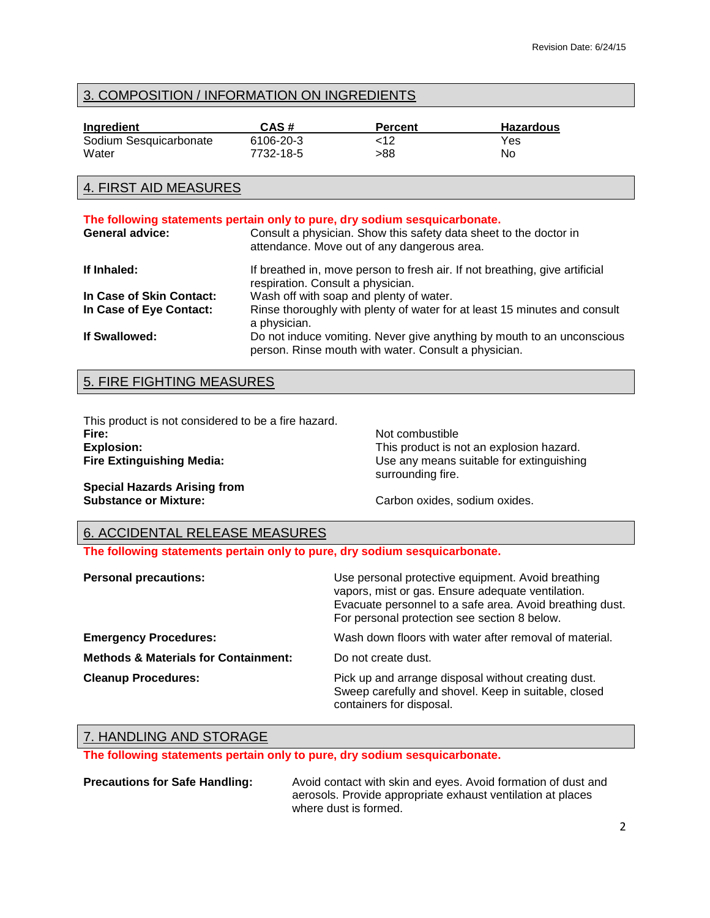## 3. COMPOSITION / INFORMATION ON INGREDIENTS

| Ingredient | CAS # | Percent | Hazardous |
|---|---|---|---|
| Sodium Sesquicarbonate | 6106-20-3 | <12 | Yes |
| Water | 7732-18-5 | >88 | No |

## 4. FIRST AID MEASURES

**The following statements pertain only to pure, dry sodium sesquicarbonate.**

**General advice:** Consult a physician. Show this safety data sheet to the doctor in attendance. Move out of any dangerous area.

**If Inhaled:** If breathed in, move person to fresh air. If not breathing, give artificial respiration. Consult a physician.

**In Case of Skin Contact:** Wash off with soap and plenty of water.

**In Case of Eye Contact:** Rinse thoroughly with plenty of water for at least 15 minutes and consult a physician.

**If Swallowed:** Do not induce vomiting. Never give anything by mouth to an unconscious person. Rinse mouth with water. Consult a physician.

## 5. FIRE FIGHTING MEASURES

This product is not considered to be a fire hazard.

**Fire:** Not combustible

**Explosion:** This product is not an explosion hazard.

**Fire Extinguishing Media:** Use any means suitable for extinguishing surrounding fire.

**Special Hazards Arising from Substance or Mixture:** Carbon oxides, sodium oxides.

## 6. ACCIDENTAL RELEASE MEASURES

**The following statements pertain only to pure, dry sodium sesquicarbonate.**

**Personal precautions:** Use personal protective equipment. Avoid breathing vapors, mist or gas. Ensure adequate ventilation. Evacuate personnel to a safe area. Avoid breathing dust. For personal protection see section 8 below.

**Emergency Procedures:** Wash down floors with water after removal of material.

**Methods & Materials for Containment:** Do not create dust.

**Cleanup Procedures:** Pick up and arrange disposal without creating dust. Sweep carefully and shovel. Keep in suitable, closed containers for disposal.

## 7. HANDLING AND STORAGE

**The following statements pertain only to pure, dry sodium sesquicarbonate.**

**Precautions for Safe Handling:** Avoid contact with skin and eyes. Avoid formation of dust and aerosols. Provide appropriate exhaust ventilation at places where dust is formed.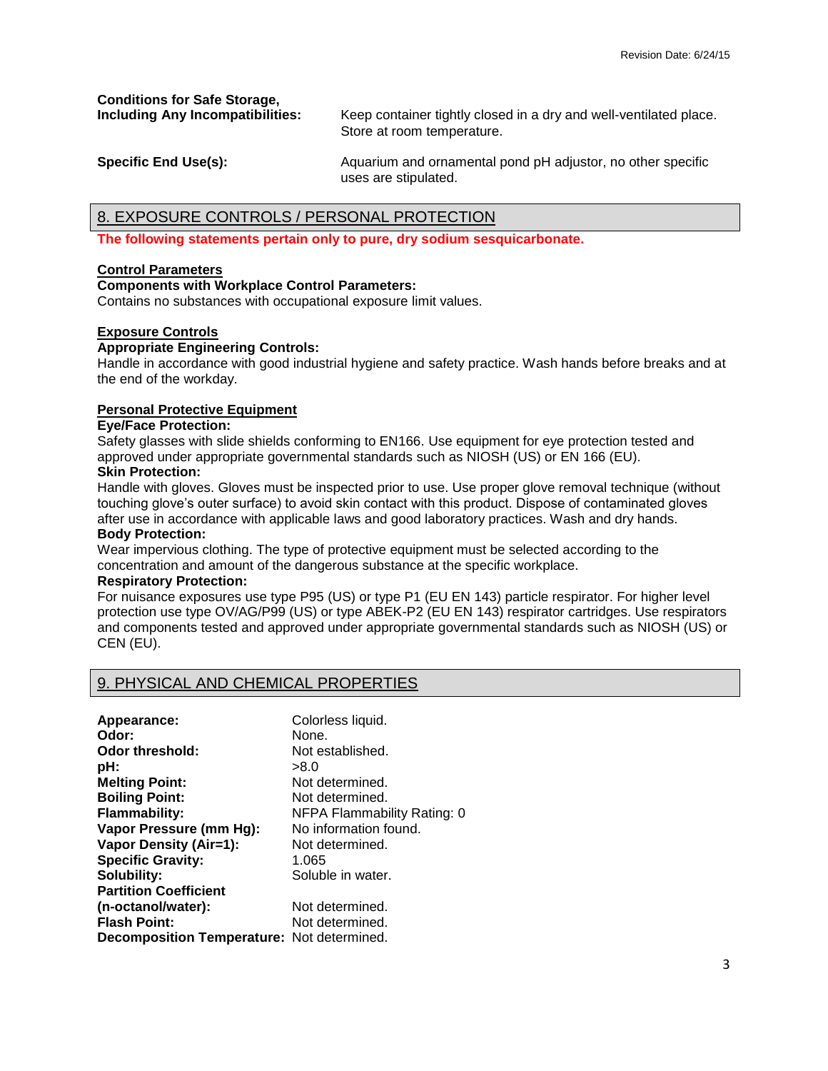**Conditions for Safe Storage, Including Any Incompatibilities:** Keep container tightly closed in a dry and well-ventilated place. Store at room temperature.

**Specific End Use(s):** Aquarium and ornamental pond pH adjustor, no other specific uses are stipulated.

## 8. EXPOSURE CONTROLS / PERSONAL PROTECTION

**The following statements pertain only to pure, dry sodium sesquicarbonate.**

**Control Parameters**

**Components with Workplace Control Parameters:**
Contains no substances with occupational exposure limit values.

**Exposure Controls**

**Appropriate Engineering Controls:**
Handle in accordance with good industrial hygiene and safety practice. Wash hands before breaks and at the end of the workday.

**Personal Protective Equipment**

**Eye/Face Protection:**
Safety glasses with slide shields conforming to EN166. Use equipment for eye protection tested and approved under appropriate governmental standards such as NIOSH (US) or EN 166 (EU).

**Skin Protection:**
Handle with gloves. Gloves must be inspected prior to use. Use proper glove removal technique (without touching glove's outer surface) to avoid skin contact with this product. Dispose of contaminated gloves after use in accordance with applicable laws and good laboratory practices. Wash and dry hands.

**Body Protection:**
Wear impervious clothing. The type of protective equipment must be selected according to the concentration and amount of the dangerous substance at the specific workplace.

**Respiratory Protection:**
For nuisance exposures use type P95 (US) or type P1 (EU EN 143) particle respirator. For higher level protection use type OV/AG/P99 (US) or type ABEK-P2 (EU EN 143) respirator cartridges. Use respirators and components tested and approved under appropriate governmental standards such as NIOSH (US) or CEN (EU).

## 9. PHYSICAL AND CHEMICAL PROPERTIES

| | |
|---|---|
| **Appearance:** | Colorless liquid. |
| **Odor:** | None. |
| **Odor threshold:** | Not established. |
| **pH:** | >8.0 |
| **Melting Point:** | Not determined. |
| **Boiling Point:** | Not determined. |
| **Flammability:** | NFPA Flammability Rating: 0 |
| **Vapor Pressure (mm Hg):** | No information found. |
| **Vapor Density (Air=1):** | Not determined. |
| **Specific Gravity:** | 1.065 |
| **Solubility:** | Soluble in water. |
| **Partition Coefficient (n-octanol/water):** | Not determined. |
| **Flash Point:** | Not determined. |
| **Decomposition Temperature:** | Not determined. |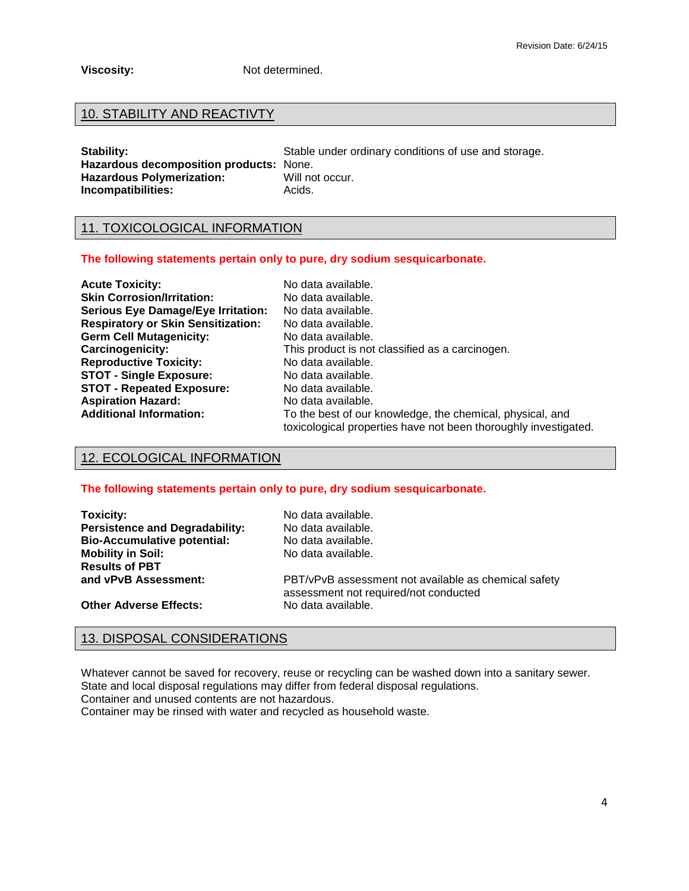**Viscosity:** Not determined.

## 10. STABILITY AND REACTIVTY

**Stability:** Stable under ordinary conditions of use and storage.
**Hazardous decomposition products:** None.
**Hazardous Polymerization:** Will not occur.
**Incompatibilities:** Acids.

## 11. TOXICOLOGICAL INFORMATION

**The following statements pertain only to pure, dry sodium sesquicarbonate.**

**Acute Toxicity:** No data available.
**Skin Corrosion/Irritation:** No data available.
**Serious Eye Damage/Eye Irritation:** No data available.
**Respiratory or Skin Sensitization:** No data available.
**Germ Cell Mutagenicity:** No data available.
**Carcinogenicity:** This product is not classified as a carcinogen.
**Reproductive Toxicity:** No data available.
**STOT - Single Exposure:** No data available.
**STOT - Repeated Exposure:** No data available.
**Aspiration Hazard:** No data available.
**Additional Information:** To the best of our knowledge, the chemical, physical, and toxicological properties have not been thoroughly investigated.

## 12. ECOLOGICAL INFORMATION

**The following statements pertain only to pure, dry sodium sesquicarbonate.**

**Toxicity:** No data available.
**Persistence and Degradability:** No data available.
**Bio-Accumulative potential:** No data available.
**Mobility in Soil:** No data available.
**Results of PBT and vPvB Assessment:** PBT/vPvB assessment not available as chemical safety assessment not required/not conducted
**Other Adverse Effects:** No data available.

## 13. DISPOSAL CONSIDERATIONS

Whatever cannot be saved for recovery, reuse or recycling can be washed down into a sanitary sewer.
State and local disposal regulations may differ from federal disposal regulations.
Container and unused contents are not hazardous.
Container may be rinsed with water and recycled as household waste.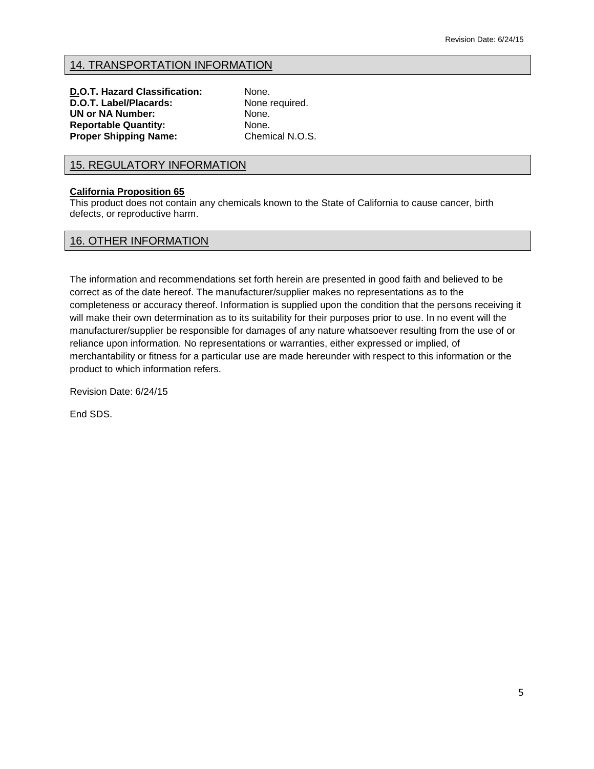## 14. TRANSPORTATION INFORMATION

**D.O.T. Hazard Classification:** None.
**D.O.T. Label/Placards:** None required.
**UN or NA Number:** None.
**Reportable Quantity:** None.
**Proper Shipping Name:** Chemical N.O.S.

## 15. REGULATORY INFORMATION

**California Proposition 65**
This product does not contain any chemicals known to the State of California to cause cancer, birth defects, or reproductive harm.

## 16. OTHER INFORMATION

The information and recommendations set forth herein are presented in good faith and believed to be correct as of the date hereof. The manufacturer/supplier makes no representations as to the completeness or accuracy thereof. Information is supplied upon the condition that the persons receiving it will make their own determination as to its suitability for their purposes prior to use. In no event will the manufacturer/supplier be responsible for damages of any nature whatsoever resulting from the use of or reliance upon information. No representations or warranties, either expressed or implied, of merchantability or fitness for a particular use are made hereunder with respect to this information or the product to which information refers.

Revision Date: 6/24/15

End SDS.